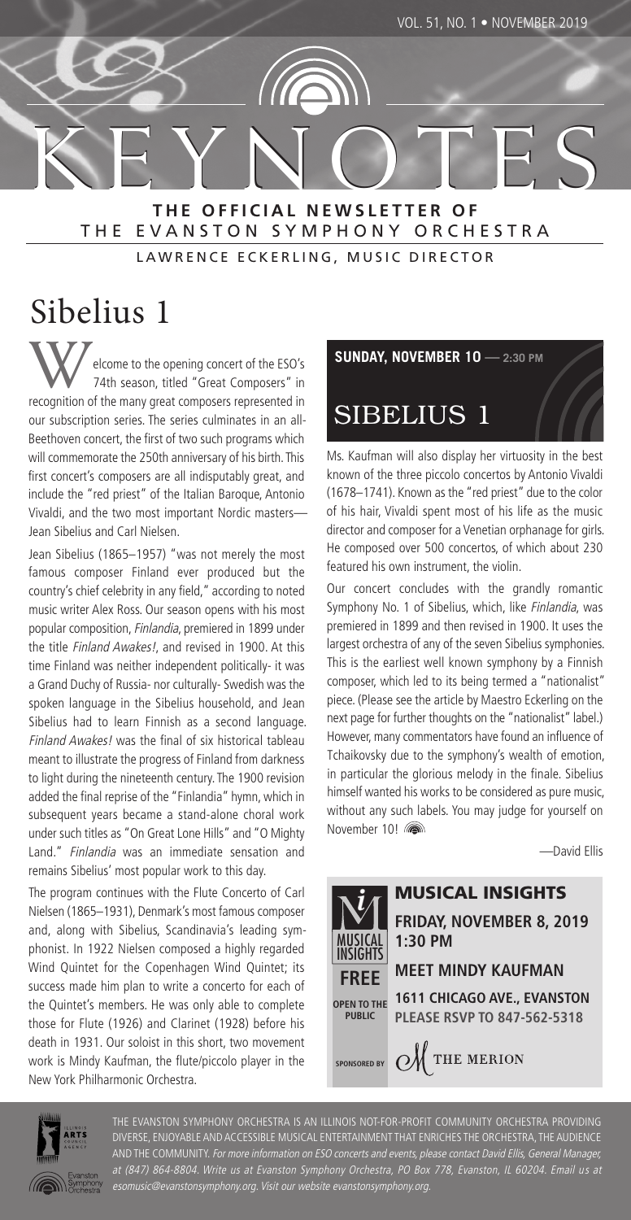# KEYNOTES

**THE OFFICIAL NEWSLETTER OF**
THE EVANSTON SYMPHONY ORCHESTRA

LAWRENCE ECKERLING, MUSIC DIRECTOR

## Sibelius 1

Welcome to the opening concert of the ESO's 74th season, titled "Great Composers" in recognition of the many great composers represented in our subscription series. The series culminates in an all-Beethoven concert, the first of two such programs which will commemorate the 250th anniversary of his birth. This first concert's composers are all indisputably great, and include the "red priest" of the Italian Baroque, Antonio Vivaldi, and the two most important Nordic masters—Jean Sibelius and Carl Nielsen.

Jean Sibelius (1865–1957) "was not merely the most famous composer Finland ever produced but the country's chief celebrity in any field," according to noted music writer Alex Ross. Our season opens with his most popular composition, *Finlandia*, premiered in 1899 under the title *Finland Awakes!*, and revised in 1900. At this time Finland was neither independent politically- it was a Grand Duchy of Russia- nor culturally- Swedish was the spoken language in the Sibelius household, and Jean Sibelius had to learn Finnish as a second language. *Finland Awakes!* was the final of six historical tableau meant to illustrate the progress of Finland from darkness to light during the nineteenth century. The 1900 revision added the final reprise of the "Finlandia" hymn, which in subsequent years became a stand-alone choral work under such titles as "On Great Lone Hills" and "O Mighty Land." *Finlandia* was an immediate sensation and remains Sibelius' most popular work to this day.

The program continues with the Flute Concerto of Carl Nielsen (1865–1931), Denmark's most famous composer and, along with Sibelius, Scandinavia's leading symphonist. In 1922 Nielsen composed a highly regarded Wind Quintet for the Copenhagen Wind Quintet; its success made him plan to write a concerto for each of the Quintet's members. He was only able to complete those for Flute (1926) and Clarinet (1928) before his death in 1931. Our soloist in this short, two movement work is Mindy Kaufman, the flute/piccolo player in the New York Philharmonic Orchestra.

**SUNDAY, NOVEMBER 10 — 2:30 PM**

**SIBELIUS 1**

Ms. Kaufman will also display her virtuosity in the best known of the three piccolo concertos by Antonio Vivaldi (1678–1741). Known as the "red priest" due to the color of his hair, Vivaldi spent most of his life as the music director and composer for a Venetian orphanage for girls. He composed over 500 concertos, of which about 230 featured his own instrument, the violin.

Our concert concludes with the grandly romantic Symphony No. 1 of Sibelius, which, like *Finlandia*, was premiered in 1899 and then revised in 1900. It uses the largest orchestra of any of the seven Sibelius symphonies. This is the earliest well known symphony by a Finnish composer, which led to its being termed a "nationalist" piece. (Please see the article by Maestro Eckerling on the next page for further thoughts on the "nationalist" label.) However, many commentators have found an influence of Tchaikovsky due to the symphony's wealth of emotion, in particular the glorious melody in the finale. Sibelius himself wanted his works to be considered as pure music, without any such labels. You may judge for yourself on November 10!

—David Ellis

**MUSICAL INSIGHTS**

**FRIDAY, NOVEMBER 8, 2019**
**1:30 PM**

**FREE** — **OPEN TO THE PUBLIC**

**MEET MINDY KAUFMAN**

**1611 CHICAGO AVE., EVANSTON**
**PLEASE RSVP TO 847-562-5318**

SPONSORED BY THE MERION

THE EVANSTON SYMPHONY ORCHESTRA IS AN ILLINOIS NOT-FOR-PROFIT COMMUNITY ORCHESTRA PROVIDING DIVERSE, ENJOYABLE AND ACCESSIBLE MUSICAL ENTERTAINMENT THAT ENRICHES THE ORCHESTRA, THE AUDIENCE AND THE COMMUNITY. *For more information on ESO concerts and events, please contact David Ellis, General Manager, at (847) 864-8804. Write us at Evanston Symphony Orchestra, PO Box 778, Evanston, IL 60204. Email us at esomusic@evanstonsymphony.org. Visit our website evanstonsymphony.org.*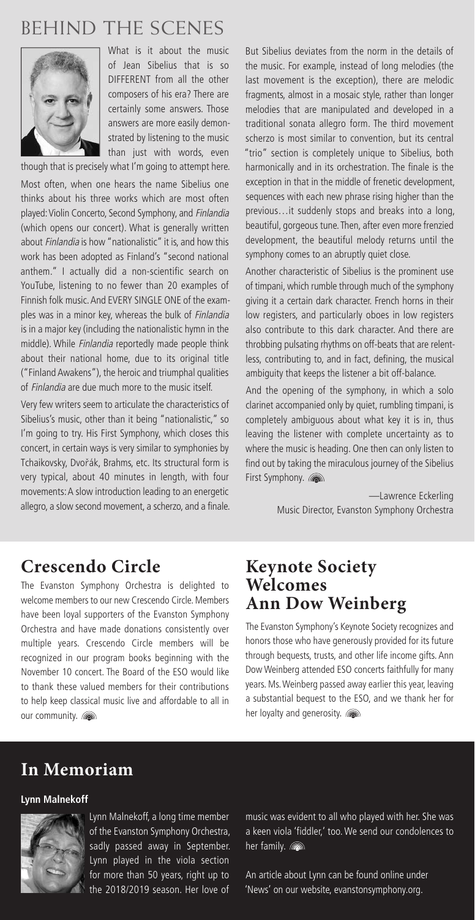# BEHIND THE SCENES

What is it about the music of Jean Sibelius that is so DIFFERENT from all the other composers of his era? There are certainly some answers. Those answers are more easily demonstrated by listening to the music than just with words, even though that is precisely what I'm going to attempt here.

Most often, when one hears the name Sibelius one thinks about his three works which are most often played: Violin Concerto, Second Symphony, and *Finlandia* (which opens our concert). What is generally written about *Finlandia* is how "nationalistic" it is, and how this work has been adopted as Finland's "second national anthem." I actually did a non-scientific search on YouTube, listening to no fewer than 20 examples of Finnish folk music. And EVERY SINGLE ONE of the examples was in a minor key, whereas the bulk of *Finlandia* is in a major key (including the nationalistic hymn in the middle). While *Finlandia* reportedly made people think about their national home, due to its original title ("Finland Awakens"), the heroic and triumphal qualities of *Finlandia* are due much more to the music itself.

Very few writers seem to articulate the characteristics of Sibelius's music, other than it being "nationalistic," so I'm going to try. His First Symphony, which closes this concert, in certain ways is very similar to symphonies by Tchaikovsky, Dvořák, Brahms, etc. Its structural form is very typical, about 40 minutes in length, with four movements: A slow introduction leading to an energetic allegro, a slow second movement, a scherzo, and a finale.

But Sibelius deviates from the norm in the details of the music. For example, instead of long melodies (the last movement is the exception), there are melodic fragments, almost in a mosaic style, rather than longer melodies that are manipulated and developed in a traditional sonata allegro form. The third movement scherzo is most similar to convention, but its central "trio" section is completely unique to Sibelius, both harmonically and in its orchestration. The finale is the exception in that in the middle of frenetic development, sequences with each new phrase rising higher than the previous…it suddenly stops and breaks into a long, beautiful, gorgeous tune. Then, after even more frenzied development, the beautiful melody returns until the symphony comes to an abruptly quiet close.

Another characteristic of Sibelius is the prominent use of timpani, which rumble through much of the symphony giving it a certain dark character. French horns in their low registers, and particularly oboes in low registers also contribute to this dark character. And there are throbbing pulsating rhythms on off-beats that are relentless, contributing to, and in fact, defining, the musical ambiguity that keeps the listener a bit off-balance.

And the opening of the symphony, in which a solo clarinet accompanied only by quiet, rumbling timpani, is completely ambiguous about what key it is in, thus leaving the listener with complete uncertainty as to where the music is heading. One then can only listen to find out by taking the miraculous journey of the Sibelius First Symphony.

—Lawrence Eckerling
Music Director, Evanston Symphony Orchestra

## Crescendo Circle

The Evanston Symphony Orchestra is delighted to welcome members to our new Crescendo Circle. Members have been loyal supporters of the Evanston Symphony Orchestra and have made donations consistently over multiple years. Crescendo Circle members will be recognized in our program books beginning with the November 10 concert. The Board of the ESO would like to thank these valued members for their contributions to help keep classical music live and affordable to all in our community.

## Keynote Society Welcomes Ann Dow Weinberg

The Evanston Symphony's Keynote Society recognizes and honors those who have generously provided for its future through bequests, trusts, and other life income gifts. Ann Dow Weinberg attended ESO concerts faithfully for many years. Ms. Weinberg passed away earlier this year, leaving a substantial bequest to the ESO, and we thank her for her loyalty and generosity.

## In Memoriam

**Lynn Malnekoff**

Lynn Malnekoff, a long time member of the Evanston Symphony Orchestra, sadly passed away in September. Lynn played in the viola section for more than 50 years, right up to the 2018/2019 season. Her love of music was evident to all who played with her. She was a keen viola 'fiddler,' too. We send our condolences to her family.

An article about Lynn can be found online under 'News' on our website, evanstonsymphony.org.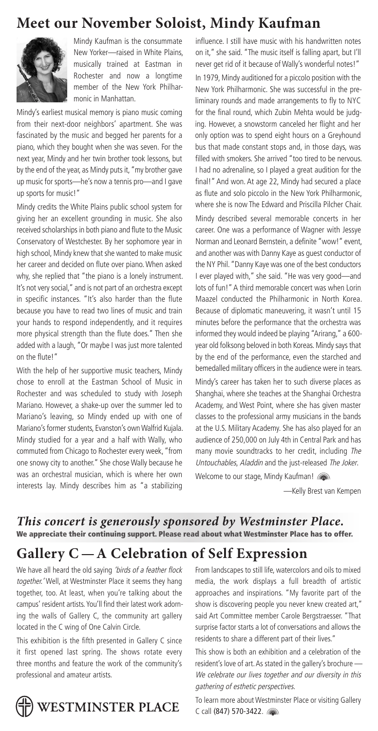# Meet our November Soloist, Mindy Kaufman

Mindy Kaufman is the consummate New Yorker—raised in White Plains, musically trained at Eastman in Rochester and now a longtime member of the New York Philharmonic in Manhattan.

Mindy's earliest musical memory is piano music coming from their next-door neighbors' apartment. She was fascinated by the music and begged her parents for a piano, which they bought when she was seven. For the next year, Mindy and her twin brother took lessons, but by the end of the year, as Mindy puts it, "my brother gave up music for sports—he's now a tennis pro—and I gave up sports for music!"

Mindy credits the White Plains public school system for giving her an excellent grounding in music. She also received scholarships in both piano and flute to the Music Conservatory of Westchester. By her sophomore year in high school, Mindy knew that she wanted to make music her career and decided on flute over piano. When asked why, she replied that "the piano is a lonely instrument. It's not very social," and is not part of an orchestra except in specific instances. "It's also harder than the flute because you have to read two lines of music and train your hands to respond independently, and it requires more physical strength than the flute does." Then she added with a laugh, "Or maybe I was just more talented on the flute!"

With the help of her supportive music teachers, Mindy chose to enroll at the Eastman School of Music in Rochester and was scheduled to study with Joseph Mariano. However, a shake-up over the summer led to Mariano's leaving, so Mindy ended up with one of Mariano's former students, Evanston's own Walfrid Kujala. Mindy studied for a year and a half with Wally, who commuted from Chicago to Rochester every week, "from one snowy city to another." She chose Wally because he was an orchestral musician, which is where her own interests lay. Mindy describes him as "a stabilizing influence. I still have music with his handwritten notes on it," she said. "The music itself is falling apart, but I'll never get rid of it because of Wally's wonderful notes!"

In 1979, Mindy auditioned for a piccolo position with the New York Philharmonic. She was successful in the preliminary rounds and made arrangements to fly to NYC for the final round, which Zubin Mehta would be judging. However, a snowstorm canceled her flight and her only option was to spend eight hours on a Greyhound bus that made constant stops and, in those days, was filled with smokers. She arrived "too tired to be nervous. I had no adrenaline, so I played a great audition for the final!" And won. At age 22, Mindy had secured a place as flute and solo piccolo in the New York Philharmonic, where she is now The Edward and Priscilla Pilcher Chair.

Mindy described several memorable concerts in her career. One was a performance of Wagner with Jessye Norman and Leonard Bernstein, a definite "wow!" event, and another was with Danny Kaye as guest conductor of the NY Phil. "Danny Kaye was one of the best conductors I ever played with," she said. "He was very good—and lots of fun!" A third memorable concert was when Lorin Maazel conducted the Philharmonic in North Korea. Because of diplomatic maneuvering, it wasn't until 15 minutes before the performance that the orchestra was informed they would indeed be playing "Arirang," a 600-year old folksong beloved in both Koreas. Mindy says that by the end of the performance, even the starched and bemedalled military officers in the audience were in tears.

Mindy's career has taken her to such diverse places as Shanghai, where she teaches at the Shanghai Orchestra Academy, and West Point, where she has given master classes to the professional army musicians in the bands at the U.S. Military Academy. She has also played for an audience of 250,000 on July 4th in Central Park and has many movie soundtracks to her credit, including *The Untouchables*, *Aladdin* and the just-released *The Joker*.

Welcome to our stage, Mindy Kaufman!

—Kelly Brest van Kempen

***This concert is generously sponsored by Westminster Place.***

**We appreciate their continuing support. Please read about what Westminster Place has to offer.**

# Gallery C — A Celebration of Self Expression

We have all heard the old saying *'birds of a feather flock together.'* Well, at Westminster Place it seems they hang together, too. At least, when you're talking about the campus' resident artists. You'll find their latest work adorning the walls of Gallery C, the community art gallery located in the C wing of One Calvin Circle.

This exhibition is the fifth presented in Gallery C since it first opened last spring. The shows rotate every three months and feature the work of the community's professional and amateur artists.

From landscapes to still life, watercolors and oils to mixed media, the work displays a full breadth of artistic approaches and inspirations. "My favorite part of the show is discovering people you never knew created art," said Art Committee member Carole Bergstraesser. "That surprise factor starts a lot of conversations and allows the residents to share a different part of their lives."

This show is both an exhibition and a celebration of the resident's love of art. As stated in the gallery's brochure — *We celebrate our lives together and our diversity in this gathering of esthetic perspectives.*

To learn more about Westminster Place or visiting Gallery C call (847) 570-3422.

WESTMINSTER PLACE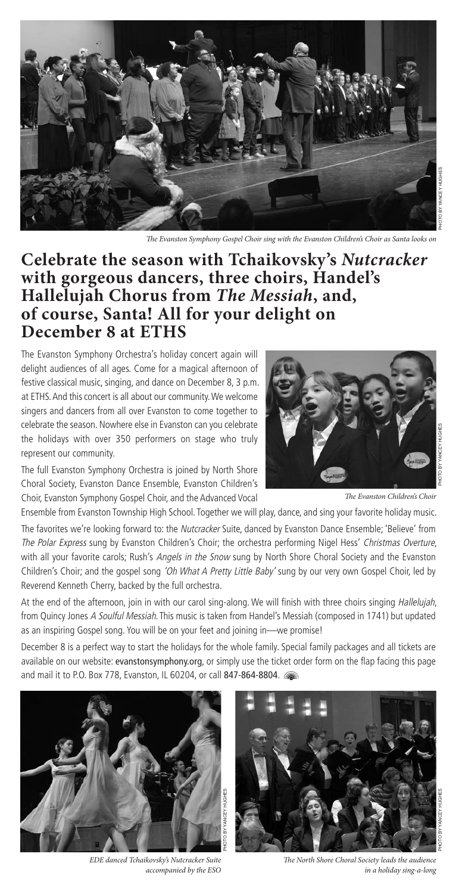*The Evanston Symphony Gospel Choir sing with the Evanston Children's Choir as Santa looks on*

## Celebrate the season with Tchaikovsky's *Nutcracker* with gorgeous dancers, three choirs, Handel's Hallelujah Chorus from *The Messiah*, and, of course, Santa! All for your delight on December 8 at ETHS

The Evanston Symphony Orchestra's holiday concert again will delight audiences of all ages. Come for a magical afternoon of festive classical music, singing, and dance on December 8, 3 p.m. at ETHS. And this concert is all about our community. We welcome singers and dancers from all over Evanston to come together to celebrate the season. Nowhere else in Evanston can you celebrate the holidays with over 350 performers on stage who truly represent our community.

*The Evanston Children's Choir*

The full Evanston Symphony Orchestra is joined by North Shore Choral Society, Evanston Dance Ensemble, Evanston Children's Choir, Evanston Symphony Gospel Choir, and the Advanced Vocal Ensemble from Evanston Township High School. Together we will play, dance, and sing your favorite holiday music.

The favorites we're looking forward to: the *Nutcracker* Suite, danced by Evanston Dance Ensemble; 'Believe' from *The Polar Express* sung by Evanston Children's Choir; the orchestra performing Nigel Hess' *Christmas Overture*, with all your favorite carols; Rush's *Angels in the Snow* sung by North Shore Choral Society and the Evanston Children's Choir; and the gospel song *'Oh What A Pretty Little Baby'* sung by our very own Gospel Choir, led by Reverend Kenneth Cherry, backed by the full orchestra.

At the end of the afternoon, join in with our carol sing-along. We will finish with three choirs singing *Hallelujah*, from Quincy Jones *A Soulful Messiah*. This music is taken from Handel's Messiah (composed in 1741) but updated as an inspiring Gospel song. You will be on your feet and joining in—we promise!

December 8 is a perfect way to start the holidays for the whole family. Special family packages and all tickets are available on our website: **evanstonsymphony.org**, or simply use the ticket order form on the flap facing this page and mail it to P.O. Box 778, Evanston, IL 60204, or call **847-864-8804**.

*EDE danced Tchaikovsky's Nutcracker Suite accompanied by the ESO*

*The North Shore Choral Society leads the audience in a holiday sing-a-long*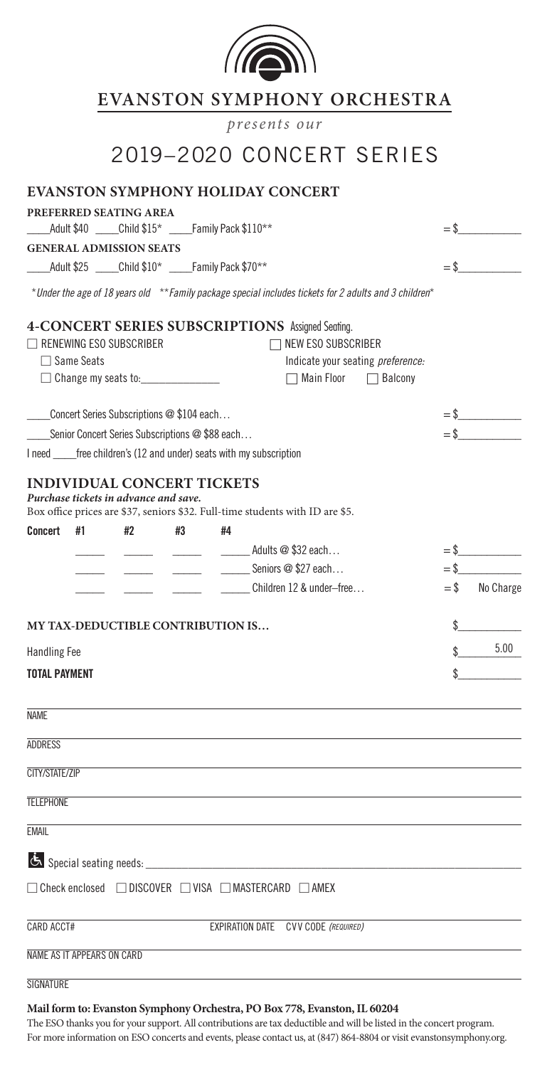# EVANSTON SYMPHONY ORCHESTRA

*presents our*

# 2019–2020 CONCERT SERIES

## EVANSTON SYMPHONY HOLIDAY CONCERT

**PREFERRED SEATING AREA**

____Adult $40 ____Child $15* ____Family Pack $110** = $__________

**GENERAL ADMISSION SEATS**

____Adult $25 ____Child $10* ____Family Pack $70** = $__________

*\*Under the age of 18 years old \*\*Family package special includes tickets for 2 adults and 3 children\**

## 4-CONCERT SERIES SUBSCRIPTIONS Assigned Seating.

☐ RENEWING ESO SUBSCRIBER
- ☐ Same Seats
- ☐ Change my seats to:______________

☐ NEW ESO SUBSCRIBER
- Indicate your seating *preference:*
- ☐ Main Floor ☐ Balcony

____Concert Series Subscriptions @ $104 each… = $__________

____Senior Concert Series Subscriptions @ $88 each… = $__________

I need ____free children's (12 and under) seats with my subscription

## INDIVIDUAL CONCERT TICKETS

***Purchase tickets in advance and save.***
Box office prices are $37, seniors $32. Full-time students with ID are $5.

| Concert | #1 | #2 | #3 | #4 | | |
|---|---|---|---|---|---|---|
| | ____ | ____ | ____ | ____ | Adults @ $32 each… | = $__________ |
| | ____ | ____ | ____ | ____ | Seniors @ $27 each… | = $__________ |
| | ____ | ____ | ____ | ____ | Children 12 & under–free… | = $ No Charge |

**MY TAX-DEDUCTIBLE CONTRIBUTION IS…** $__________

Handling Fee $ 5.00

**TOTAL PAYMENT** $__________

NAME

ADDRESS

CITY/STATE/ZIP

TELEPHONE

EMAIL

Special seating needs: ____________________________________________

☐ Check enclosed ☐ DISCOVER ☐ VISA ☐ MASTERCARD ☐ AMEX

CARD ACCT# EXPIRATION DATE CVV CODE *(REQUIRED)*

NAME AS IT APPEARS ON CARD

SIGNATURE

**Mail form to: Evanston Symphony Orchestra, PO Box 778, Evanston, IL 60204**

The ESO thanks you for your support. All contributions are tax deductible and will be listed in the concert program.
For more information on ESO concerts and events, please contact us, at (847) 864-8804 or visit evanstonsymphony.org.